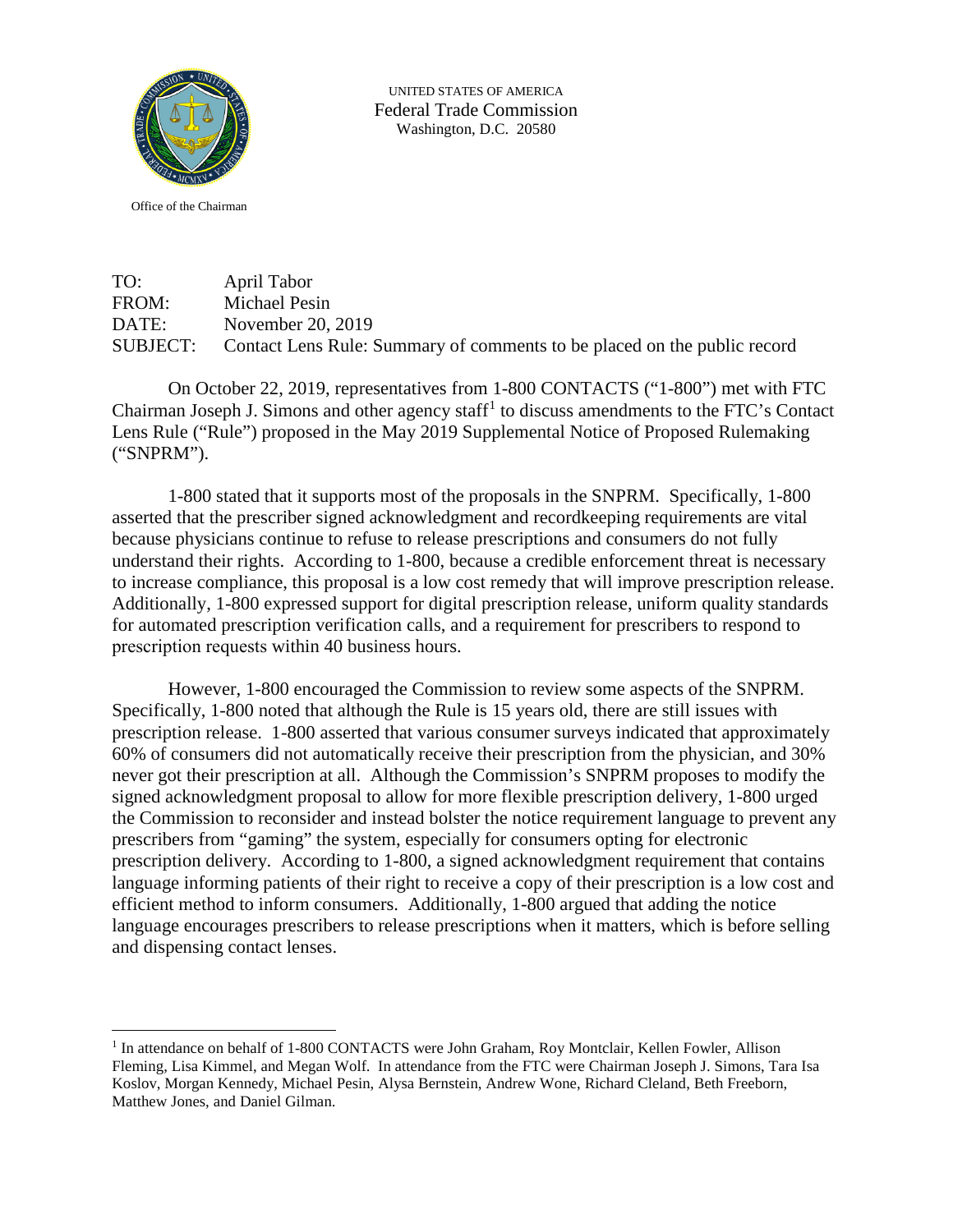Office of the Chairman

UNITED STATES OF AMERICA
Federal Trade Commission
Washington, D.C. 20580

TO: April Tabor
FROM: Michael Pesin
DATE: November 20, 2019
SUBJECT: Contact Lens Rule: Summary of comments to be placed on the public record

On October 22, 2019, representatives from 1-800 CONTACTS ("1-800") met with FTC Chairman Joseph J. Simons and other agency staff[1] to discuss amendments to the FTC's Contact Lens Rule ("Rule") proposed in the May 2019 Supplemental Notice of Proposed Rulemaking ("SNPRM").

1-800 stated that it supports most of the proposals in the SNPRM. Specifically, 1-800 asserted that the prescriber signed acknowledgment and recordkeeping requirements are vital because physicians continue to refuse to release prescriptions and consumers do not fully understand their rights. According to 1-800, because a credible enforcement threat is necessary to increase compliance, this proposal is a low cost remedy that will improve prescription release. Additionally, 1-800 expressed support for digital prescription release, uniform quality standards for automated prescription verification calls, and a requirement for prescribers to respond to prescription requests within 40 business hours.

However, 1-800 encouraged the Commission to review some aspects of the SNPRM. Specifically, 1-800 noted that although the Rule is 15 years old, there are still issues with prescription release. 1-800 asserted that various consumer surveys indicated that approximately 60% of consumers did not automatically receive their prescription from the physician, and 30% never got their prescription at all. Although the Commission's SNPRM proposes to modify the signed acknowledgment proposal to allow for more flexible prescription delivery, 1-800 urged the Commission to reconsider and instead bolster the notice requirement language to prevent any prescribers from "gaming" the system, especially for consumers opting for electronic prescription delivery. According to 1-800, a signed acknowledgment requirement that contains language informing patients of their right to receive a copy of their prescription is a low cost and efficient method to inform consumers. Additionally, 1-800 argued that adding the notice language encourages prescribers to release prescriptions when it matters, which is before selling and dispensing contact lenses.

---

[1] In attendance on behalf of 1-800 CONTACTS were John Graham, Roy Montclair, Kellen Fowler, Allison Fleming, Lisa Kimmel, and Megan Wolf. In attendance from the FTC were Chairman Joseph J. Simons, Tara Isa Koslov, Morgan Kennedy, Michael Pesin, Alysa Bernstein, Andrew Wone, Richard Cleland, Beth Freeborn, Matthew Jones, and Daniel Gilman.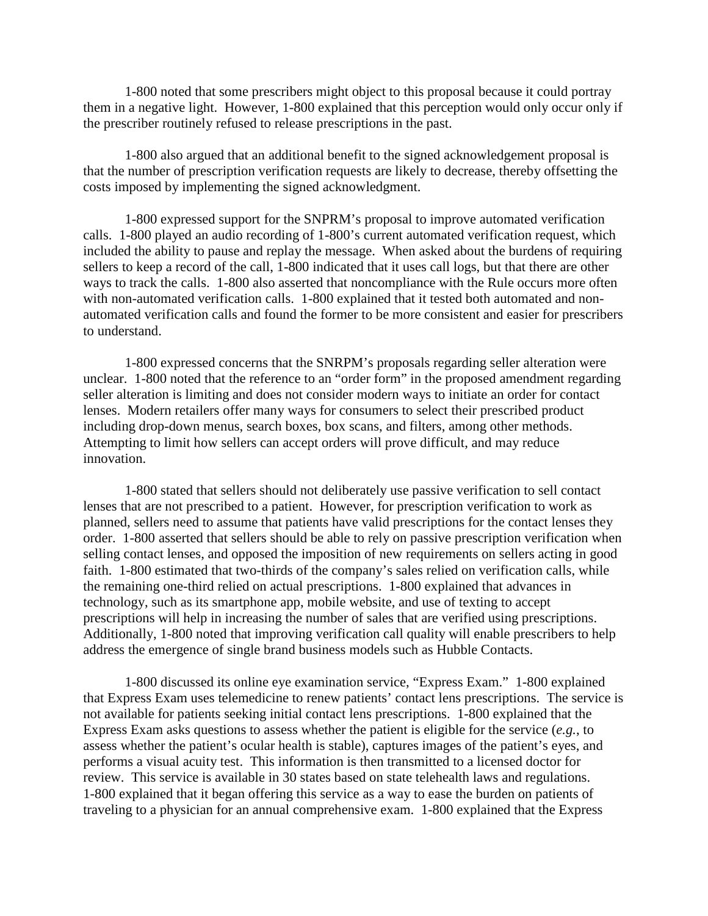1-800 noted that some prescribers might object to this proposal because it could portray them in a negative light. However, 1-800 explained that this perception would only occur only if the prescriber routinely refused to release prescriptions in the past.

1-800 also argued that an additional benefit to the signed acknowledgement proposal is that the number of prescription verification requests are likely to decrease, thereby offsetting the costs imposed by implementing the signed acknowledgment.

1-800 expressed support for the SNPRM's proposal to improve automated verification calls. 1-800 played an audio recording of 1-800's current automated verification request, which included the ability to pause and replay the message. When asked about the burdens of requiring sellers to keep a record of the call, 1-800 indicated that it uses call logs, but that there are other ways to track the calls. 1-800 also asserted that noncompliance with the Rule occurs more often with non-automated verification calls. 1-800 explained that it tested both automated and non-automated verification calls and found the former to be more consistent and easier for prescribers to understand.

1-800 expressed concerns that the SNRPM's proposals regarding seller alteration were unclear. 1-800 noted that the reference to an "order form" in the proposed amendment regarding seller alteration is limiting and does not consider modern ways to initiate an order for contact lenses. Modern retailers offer many ways for consumers to select their prescribed product including drop-down menus, search boxes, box scans, and filters, among other methods. Attempting to limit how sellers can accept orders will prove difficult, and may reduce innovation.

1-800 stated that sellers should not deliberately use passive verification to sell contact lenses that are not prescribed to a patient. However, for prescription verification to work as planned, sellers need to assume that patients have valid prescriptions for the contact lenses they order. 1-800 asserted that sellers should be able to rely on passive prescription verification when selling contact lenses, and opposed the imposition of new requirements on sellers acting in good faith. 1-800 estimated that two-thirds of the company's sales relied on verification calls, while the remaining one-third relied on actual prescriptions. 1-800 explained that advances in technology, such as its smartphone app, mobile website, and use of texting to accept prescriptions will help in increasing the number of sales that are verified using prescriptions. Additionally, 1-800 noted that improving verification call quality will enable prescribers to help address the emergence of single brand business models such as Hubble Contacts.

1-800 discussed its online eye examination service, "Express Exam." 1-800 explained that Express Exam uses telemedicine to renew patients' contact lens prescriptions. The service is not available for patients seeking initial contact lens prescriptions. 1-800 explained that the Express Exam asks questions to assess whether the patient is eligible for the service (*e.g.*, to assess whether the patient's ocular health is stable), captures images of the patient's eyes, and performs a visual acuity test. This information is then transmitted to a licensed doctor for review. This service is available in 30 states based on state telehealth laws and regulations. 1-800 explained that it began offering this service as a way to ease the burden on patients of traveling to a physician for an annual comprehensive exam. 1-800 explained that the Express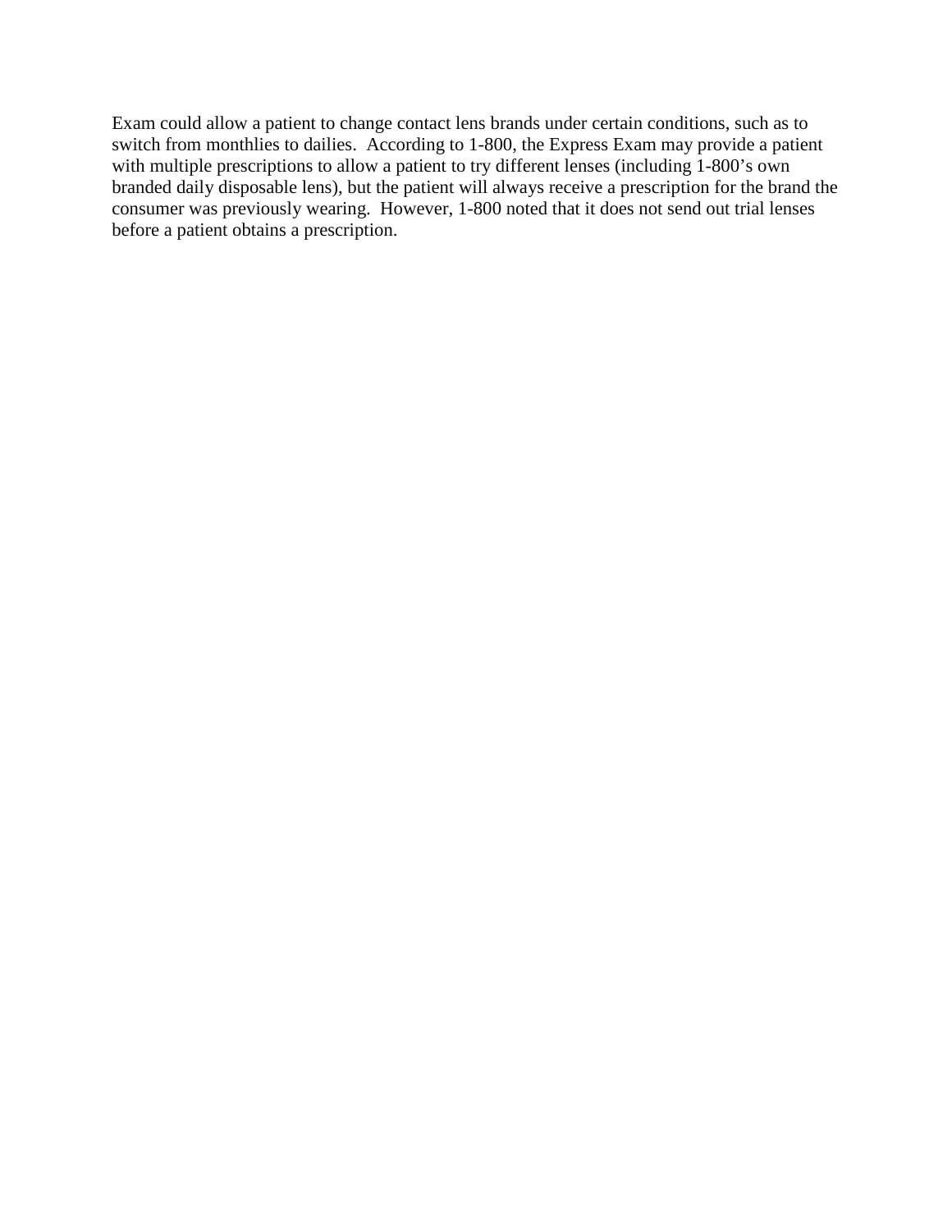Exam could allow a patient to change contact lens brands under certain conditions, such as to switch from monthlies to dailies. According to 1-800, the Express Exam may provide a patient with multiple prescriptions to allow a patient to try different lenses (including 1-800's own branded daily disposable lens), but the patient will always receive a prescription for the brand the consumer was previously wearing. However, 1-800 noted that it does not send out trial lenses before a patient obtains a prescription.